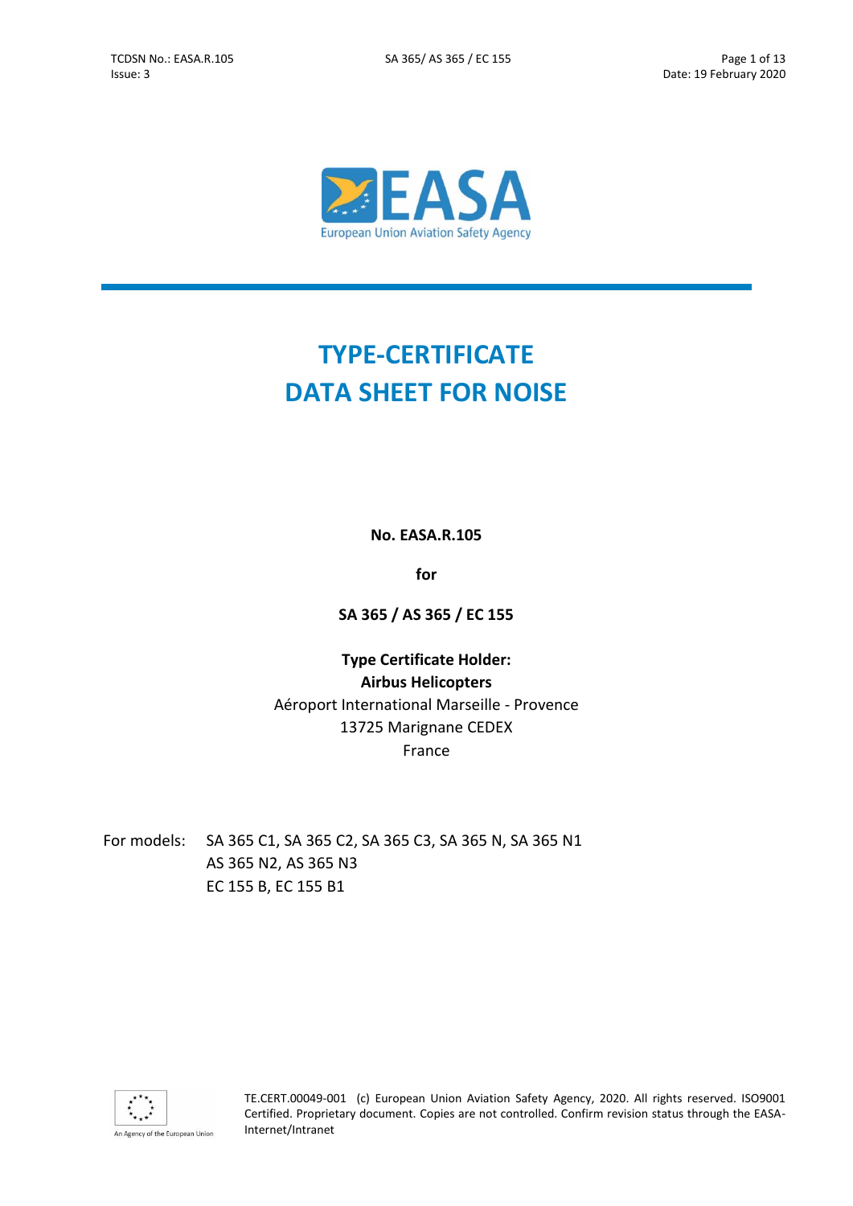# TYPE-CERTIFICATE DATA SHEET FOR NOISE

**No. EASA.R.105**

**for**

**SA 365 / AS 365 / EC 155**

**Type Certificate Holder:**
**Airbus Helicopters**
Aéroport International Marseille - Provence
13725 Marignane CEDEX
France

For models: SA 365 C1, SA 365 C2, SA 365 C3, SA 365 N, SA 365 N1
AS 365 N2, AS 365 N3
EC 155 B, EC 155 B1

TE.CERT.00049-001 (c) European Union Aviation Safety Agency, 2020. All rights reserved. ISO9001 Certified. Proprietary document. Copies are not controlled. Confirm revision status through the EASA-Internet/Intranet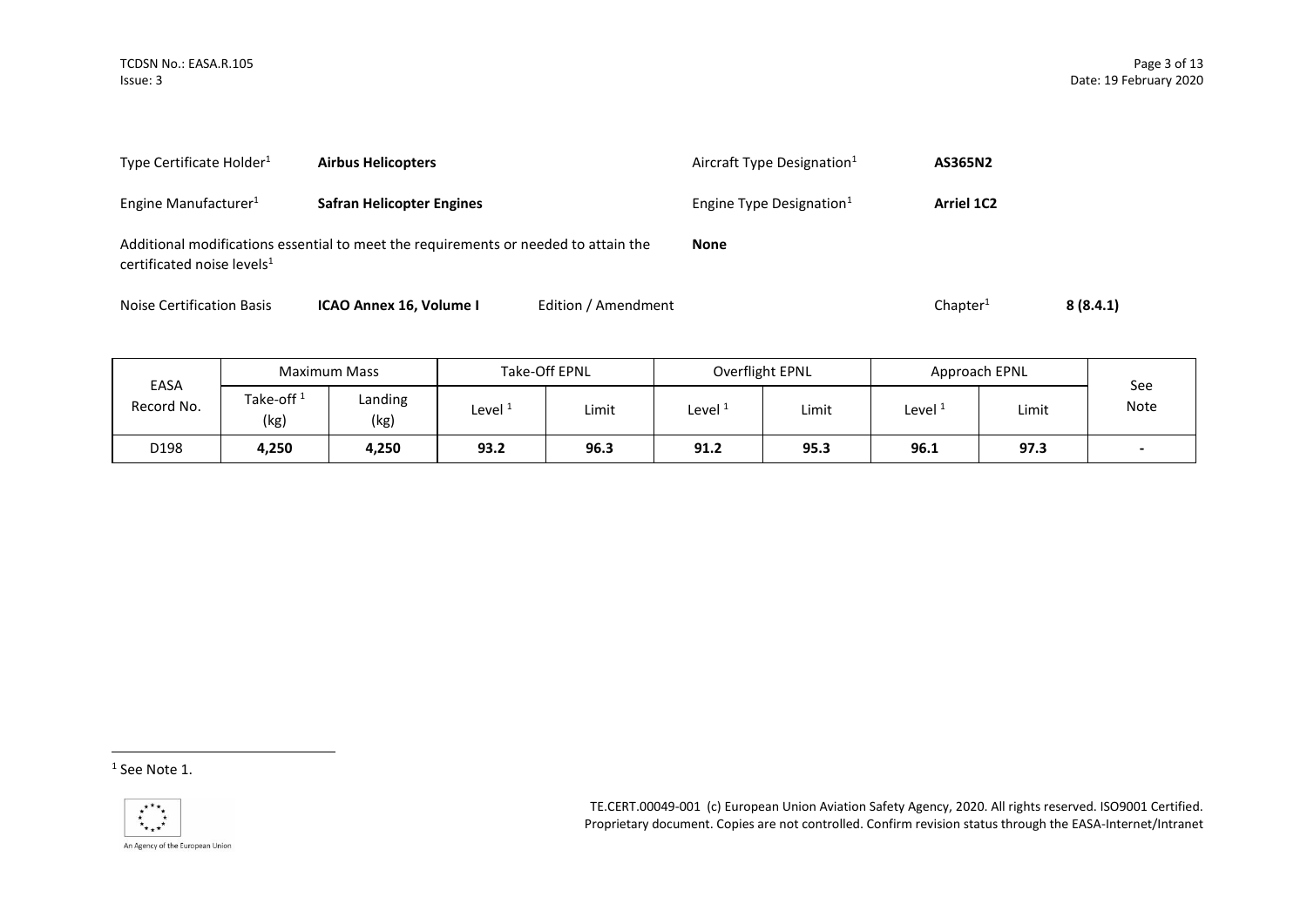Type Certificate Holder[1] **Airbus Helicopters**

Aircraft Type Designation[1] **AS365N2**

Engine Manufacturer[1] **Safran Helicopter Engines**

Engine Type Designation[1] **Arriel 1C2**

Additional modifications essential to meet the requirements or needed to attain the certificated noise levels[1] **None**

Noise Certification Basis **ICAO Annex 16, Volume I** Edition / Amendment Chapter[1] **8 (8.4.1)**

| EASA Record No. | Maximum Mass | | Take-Off EPNL | | Overflight EPNL | | Approach EPNL | | See Note |
|---|---|---|---|---|---|---|---|---|---|
| | Take-off [1] (kg) | Landing (kg) | Level [1] | Limit | Level [1] | Limit | Level [1] | Limit | |
| D198 | **4,250** | **4,250** | **93.2** | **96.3** | **91.2** | **95.3** | **96.1** | **97.3** | **-** |

[1] See Note 1.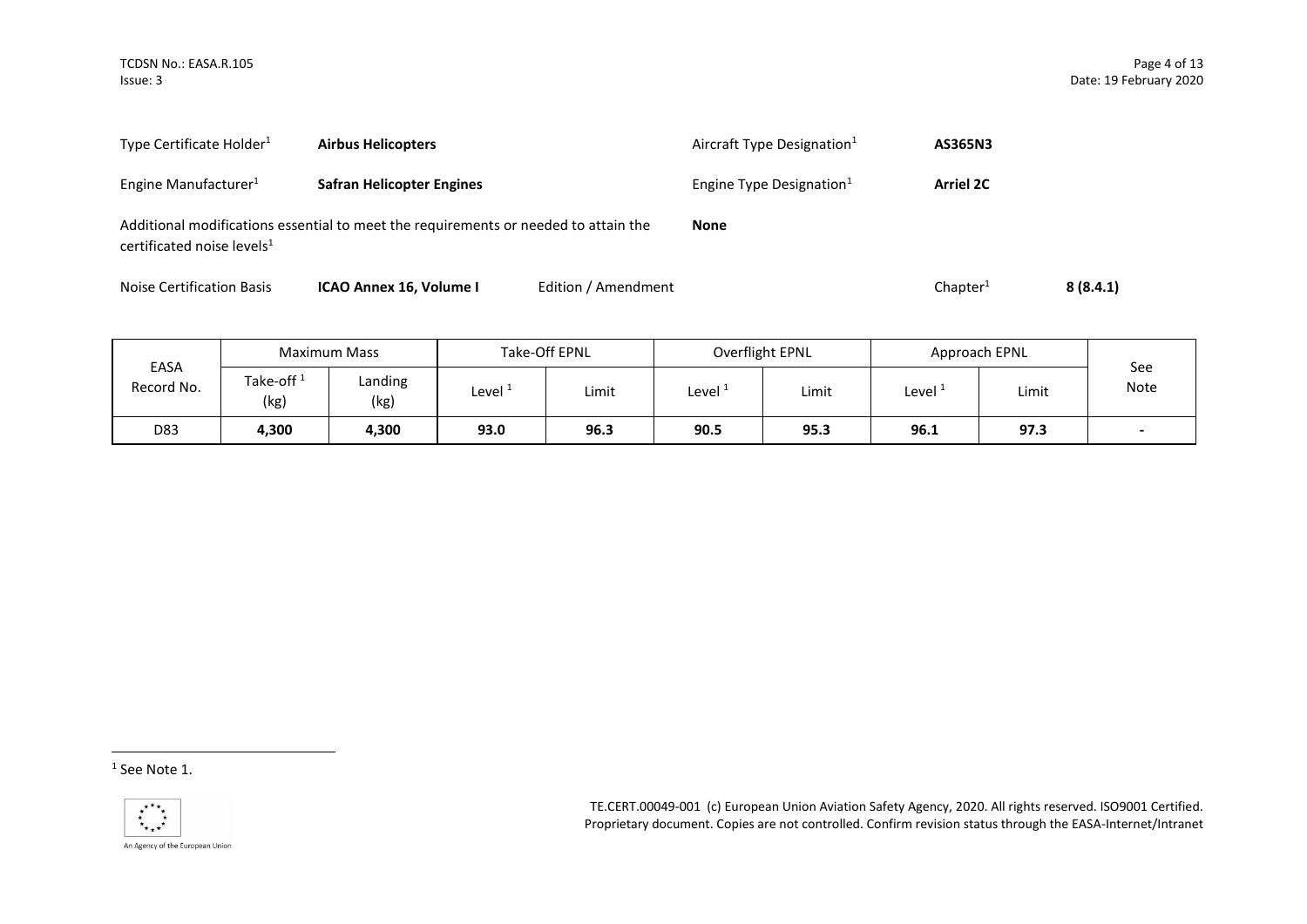Type Certificate Holder[1] **Airbus Helicopters**

Aircraft Type Designation[1] **AS365N3**

Engine Manufacturer[1] **Safran Helicopter Engines**

Engine Type Designation[1] **Arriel 2C**

Additional modifications essential to meet the requirements or needed to attain the certificated noise levels[1] **None**

Noise Certification Basis **ICAO Annex 16, Volume I** Edition / Amendment Chapter[1] **8 (8.4.1)**

| EASA Record No. | Maximum Mass | | Take-Off EPNL | | Overflight EPNL | | Approach EPNL | | See Note |
|---|---|---|---|---|---|---|---|---|---|
| | Take-off [1] (kg) | Landing (kg) | Level [1] | Limit | Level [1] | Limit | Level [1] | Limit | |
| D83 | **4,300** | **4,300** | **93.0** | **96.3** | **90.5** | **95.3** | **96.1** | **97.3** | **-** |

[1] See Note 1.

TE.CERT.00049-001 (c) European Union Aviation Safety Agency, 2020. All rights reserved. ISO9001 Certified. Proprietary document. Copies are not controlled. Confirm revision status through the EASA-Internet/Intranet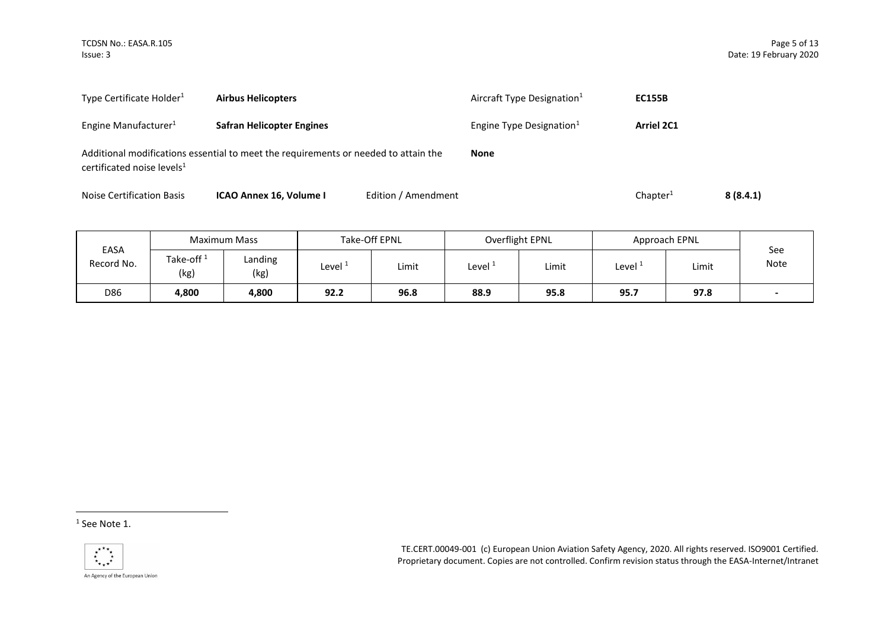| | | | |
|---|---|---|---|
| Type Certificate Holder[1] | **Airbus Helicopters** | Aircraft Type Designation[1] | **EC155B** |
| Engine Manufacturer[1] | **Safran Helicopter Engines** | Engine Type Designation[1] | **Arriel 2C1** |

Additional modifications essential to meet the requirements or needed to attain the certificated noise levels[1] **None**

Noise Certification Basis **ICAO Annex 16, Volume I** Edition / Amendment Chapter[1] **8 (8.4.1)**

| EASA Record No. | Maximum Mass | | Take-Off EPNL | | Overflight EPNL | | Approach EPNL | | See Note |
|---|---|---|---|---|---|---|---|---|---|
| | Take-off [1] (kg) | Landing (kg) | Level [1] | Limit | Level [1] | Limit | Level [1] | Limit | |
| D86 | **4,800** | **4,800** | **92.2** | **96.8** | **88.9** | **95.8** | **95.7** | **97.8** | **-** |

[1] See Note 1.

TE.CERT.00049-001 (c) European Union Aviation Safety Agency, 2020. All rights reserved. ISO9001 Certified. Proprietary document. Copies are not controlled. Confirm revision status through the EASA-Internet/Intranet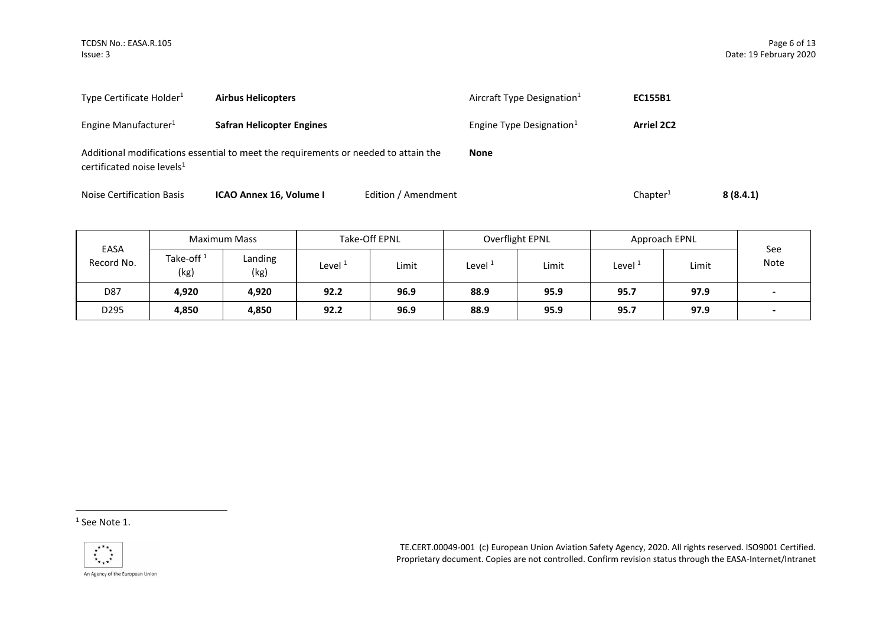Type Certificate Holder[1] **Airbus Helicopters**

Aircraft Type Designation[1] **EC155B1**

Engine Manufacturer[1] **Safran Helicopter Engines**

Engine Type Designation[1] **Arriel 2C2**

Additional modifications essential to meet the requirements or needed to attain the certificated noise levels[1] **None**

Noise Certification Basis **ICAO Annex 16, Volume I** Edition / Amendment Chapter[1] **8 (8.4.1)**

| EASA Record No. | Maximum Mass | | Take-Off EPNL | | Overflight EPNL | | Approach EPNL | | See Note |
|---|---|---|---|---|---|---|---|---|---|
| | Take-off [1] (kg) | Landing (kg) | Level [1] | Limit | Level [1] | Limit | Level [1] | Limit | |
| D87 | **4,920** | **4,920** | **92.2** | **96.9** | **88.9** | **95.9** | **95.7** | **97.9** | **-** |
| D295 | **4,850** | **4,850** | **92.2** | **96.9** | **88.9** | **95.9** | **95.7** | **97.9** | **-** |

[1] See Note 1.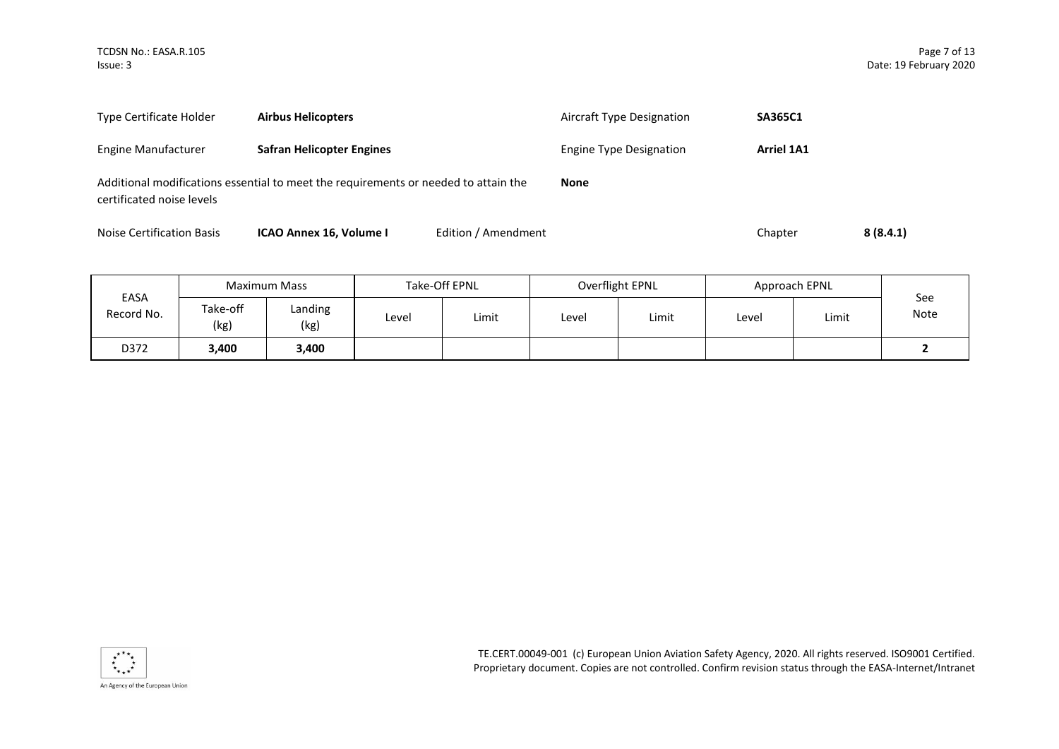| Type Certificate Holder | **Airbus Helicopters** | Aircraft Type Designation | **SA365C1** |
|---|---|---|---|
| Engine Manufacturer | **Safran Helicopter Engines** | Engine Type Designation | **Arriel 1A1** |

Additional modifications essential to meet the requirements or needed to attain the certificated noise levels **None**

Noise Certification Basis **ICAO Annex 16, Volume I** Edition / Amendment Chapter **8 (8.4.1)**

| EASA Record No. | Maximum Mass | | Take-Off EPNL | | Overflight EPNL | | Approach EPNL | | See Note |
|---|---|---|---|---|---|---|---|---|---|
| | Take-off (kg) | Landing (kg) | Level | Limit | Level | Limit | Level | Limit | |
| D372 | **3,400** | **3,400** | | | | | | | **2** |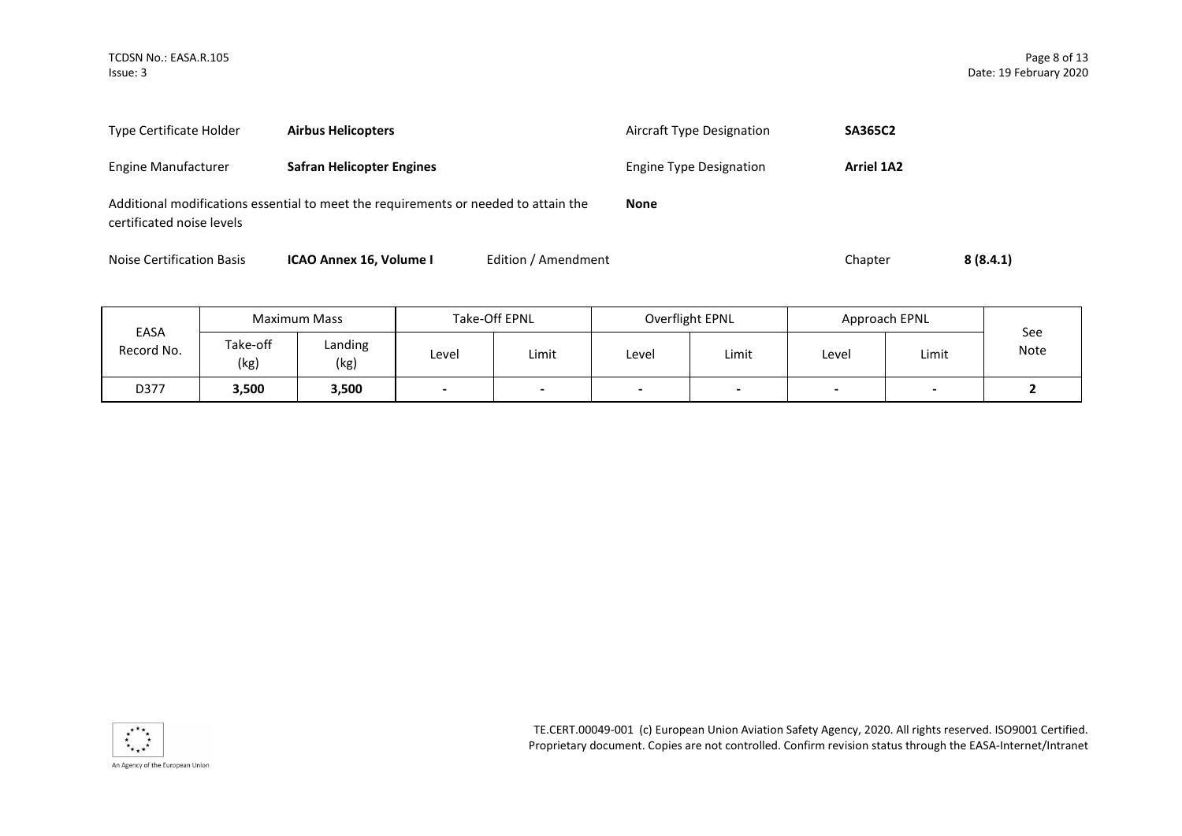| | | | |
|---|---|---|---|
| Type Certificate Holder | **Airbus Helicopters** | Aircraft Type Designation | **SA365C2** |
| Engine Manufacturer | **Safran Helicopter Engines** | Engine Type Designation | **Arriel 1A2** |

Additional modifications essential to meet the requirements or needed to attain the certificated noise levels: **None**

Noise Certification Basis: **ICAO Annex 16, Volume I** Edition / Amendment Chapter **8 (8.4.1)**

| EASA Record No. | Maximum Mass | | Take-Off EPNL | | Overflight EPNL | | Approach EPNL | | See Note |
|---|---|---|---|---|---|---|---|---|---|
| | Take-off (kg) | Landing (kg) | Level | Limit | Level | Limit | Level | Limit | |
| D377 | **3,500** | **3,500** | **-** | **-** | **-** | **-** | **-** | **-** | **2** |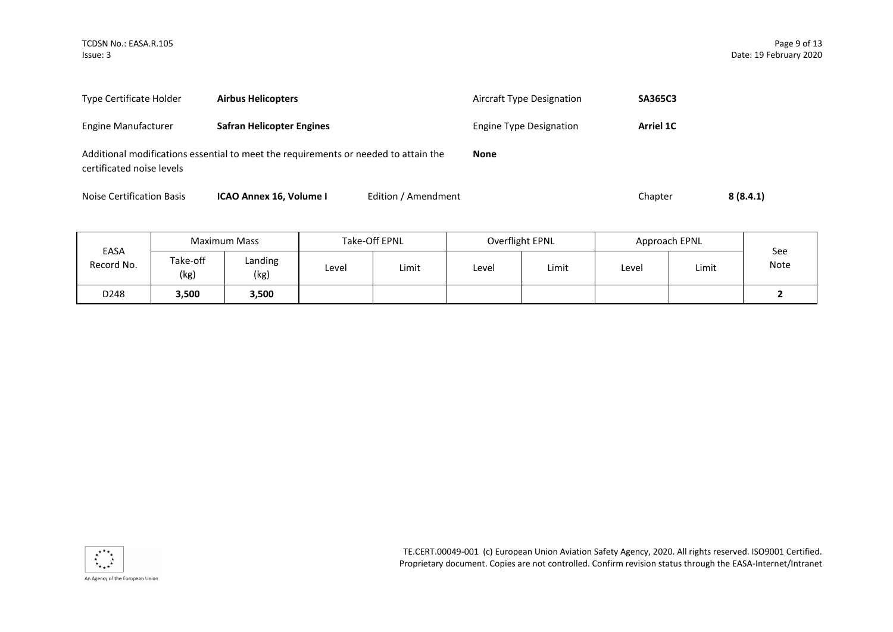| Type Certificate Holder | **Airbus Helicopters** | Aircraft Type Designation | **SA365C3** |
| --- | --- | --- | --- |
| Engine Manufacturer | **Safran Helicopter Engines** | Engine Type Designation | **Arriel 1C** |

Additional modifications essential to meet the requirements or needed to attain the certificated noise levels **None**

Noise Certification Basis **ICAO Annex 16, Volume I** Edition / Amendment Chapter **8 (8.4.1)**

| EASA Record No. | Maximum Mass | | Take-Off EPNL | | Overflight EPNL | | Approach EPNL | | See Note |
| --- | --- | --- | --- | --- | --- | --- | --- | --- | --- |
| | Take-off (kg) | Landing (kg) | Level | Limit | Level | Limit | Level | Limit | |
| D248 | **3,500** | **3,500** | | | | | | | **2** |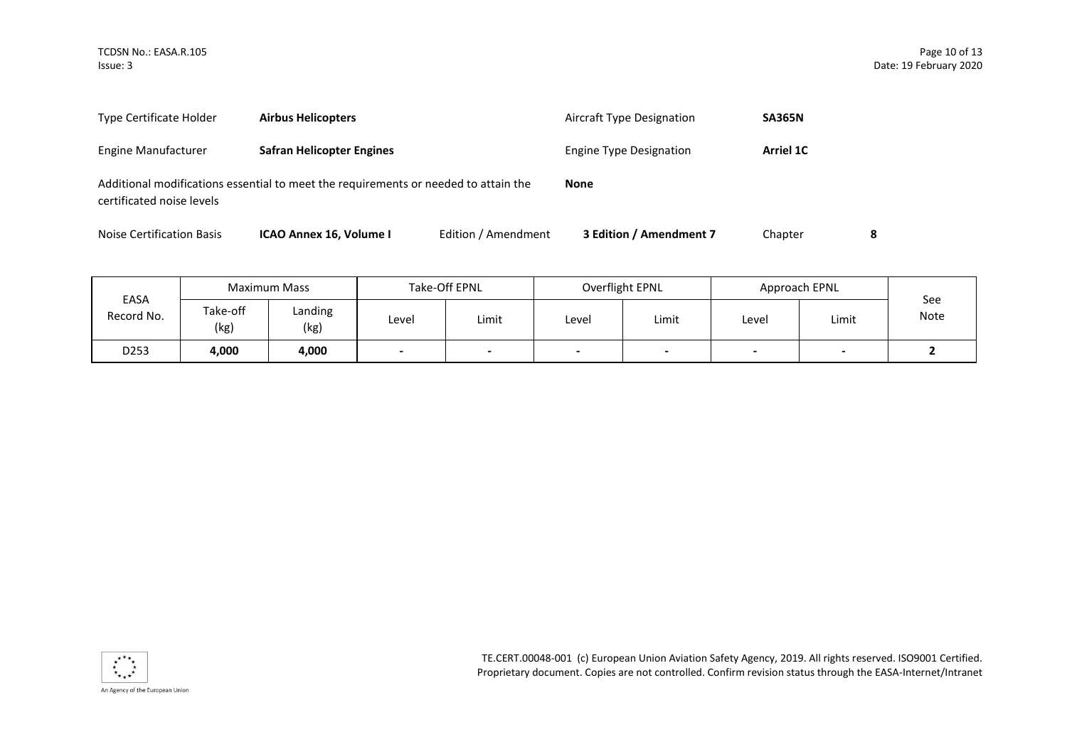| | | | | | |
|---|---|---|---|---|---|
| Type Certificate Holder | **Airbus Helicopters** | | Aircraft Type Designation | **SA365N** | |
| Engine Manufacturer | **Safran Helicopter Engines** | | Engine Type Designation | **Arriel 1C** | |
| Additional modifications essential to meet the requirements or needed to attain the certificated noise levels | | | **None** | | |
| Noise Certification Basis | **ICAO Annex 16, Volume I** | Edition / Amendment | **3 Edition / Amendment 7** | Chapter | **8** |

| EASA Record No. | Maximum Mass | | Take-Off EPNL | | Overflight EPNL | | Approach EPNL | | See Note |
|---|---|---|---|---|---|---|---|---|---|
| | Take-off (kg) | Landing (kg) | Level | Limit | Level | Limit | Level | Limit | |
| D253 | **4,000** | **4,000** | **-** | **-** | **-** | **-** | **-** | **-** | **2** |

TE.CERT.00048-001 (c) European Union Aviation Safety Agency, 2019. All rights reserved. ISO9001 Certified. Proprietary document. Copies are not controlled. Confirm revision status through the EASA-Internet/Intranet

An Agency of the European Union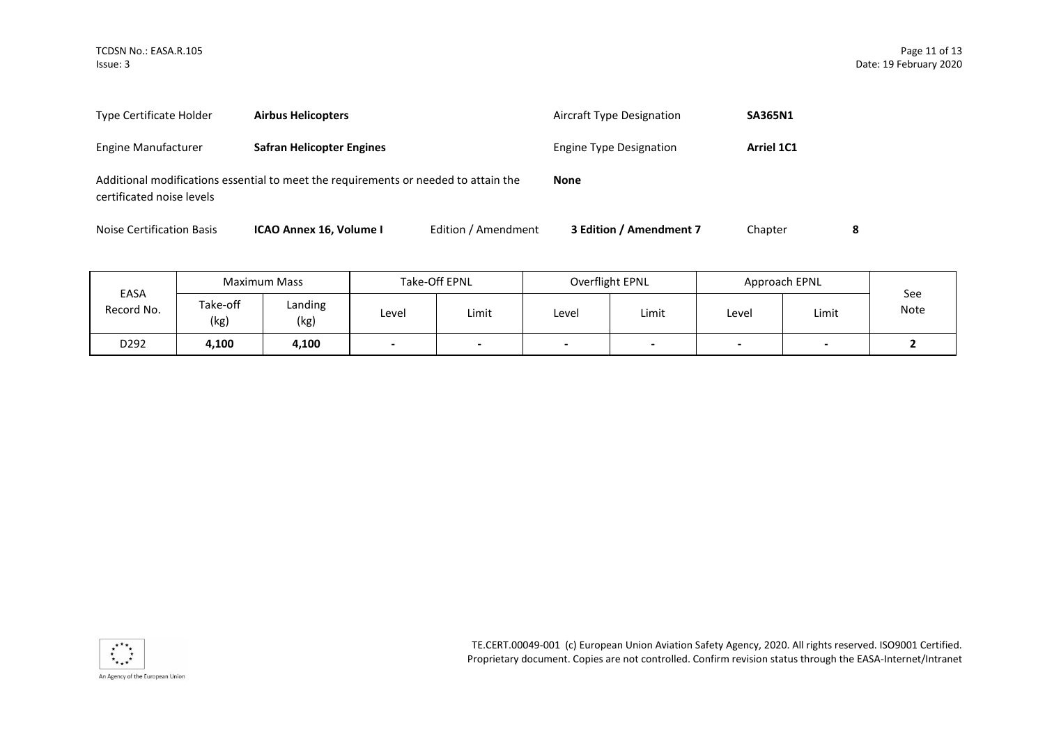| | | | |
|---|---|---|---|
| Type Certificate Holder | **Airbus Helicopters** | Aircraft Type Designation | **SA365N1** |
| Engine Manufacturer | **Safran Helicopter Engines** | Engine Type Designation | **Arriel 1C1** |

Additional modifications essential to meet the requirements or needed to attain the certificated noise levels **None**

Noise Certification Basis **ICAO Annex 16, Volume I** Edition / Amendment **3 Edition / Amendment 7** Chapter **8**

| EASA Record No. | Maximum Mass | | Take-Off EPNL | | Overflight EPNL | | Approach EPNL | | See Note |
|---|---|---|---|---|---|---|---|---|---|
| | Take-off (kg) | Landing (kg) | Level | Limit | Level | Limit | Level | Limit | |
| D292 | **4,100** | **4,100** | **-** | **-** | **-** | **-** | **-** | **-** | **2** |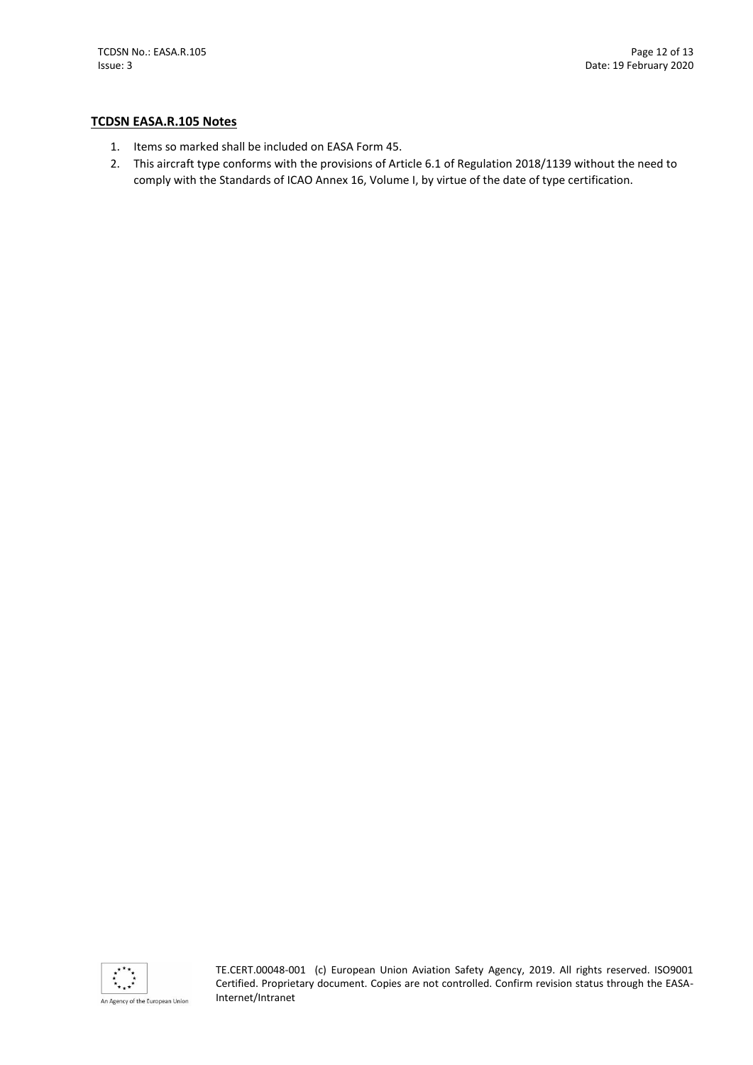**TCDSN EASA.R.105 Notes**

1. Items so marked shall be included on EASA Form 45.
2. This aircraft type conforms with the provisions of Article 6.1 of Regulation 2018/1139 without the need to comply with the Standards of ICAO Annex 16, Volume I, by virtue of the date of type certification.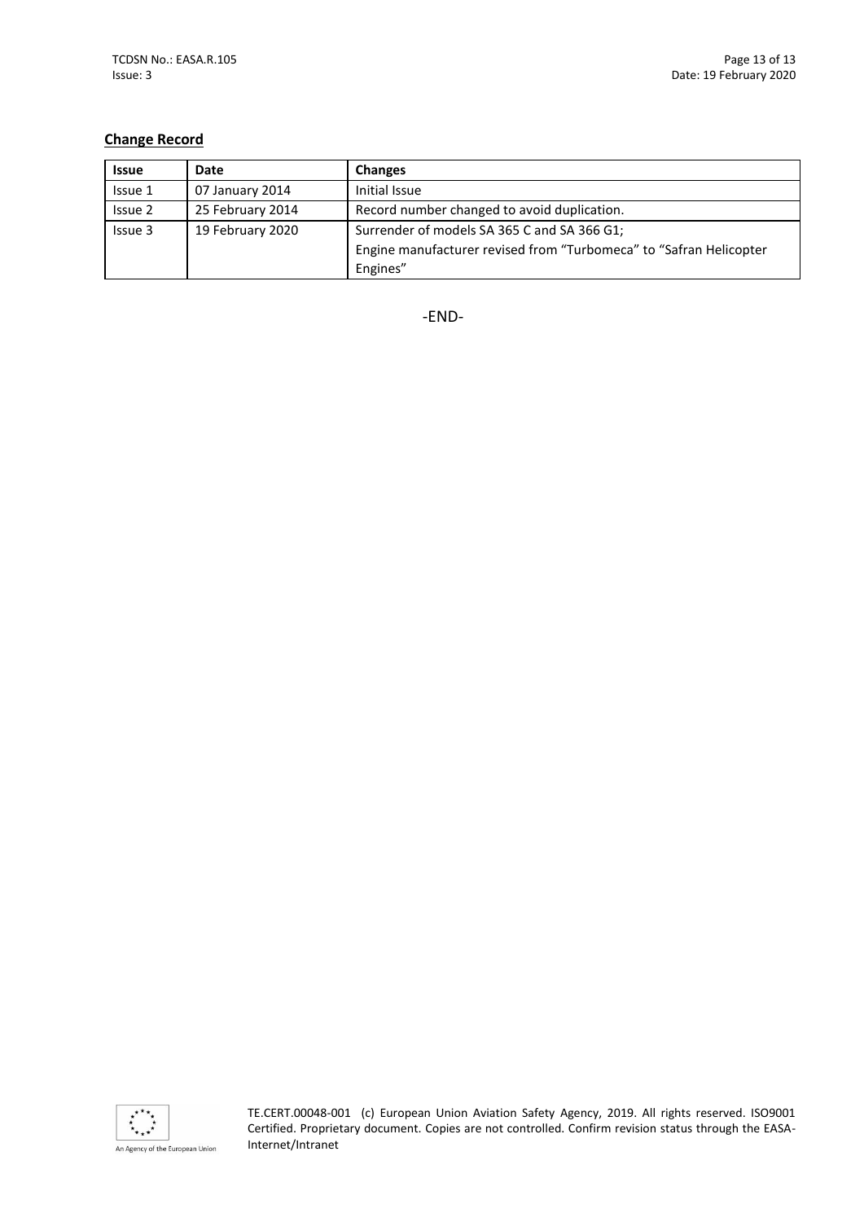## Change Record

| Issue | Date | Changes |
|---|---|---|
| Issue 1 | 07 January 2014 | Initial Issue |
| Issue 2 | 25 February 2014 | Record number changed to avoid duplication. |
| Issue 3 | 19 February 2020 | Surrender of models SA 365 C and SA 366 G1; Engine manufacturer revised from "Turbomeca" to "Safran Helicopter Engines" |

-END-